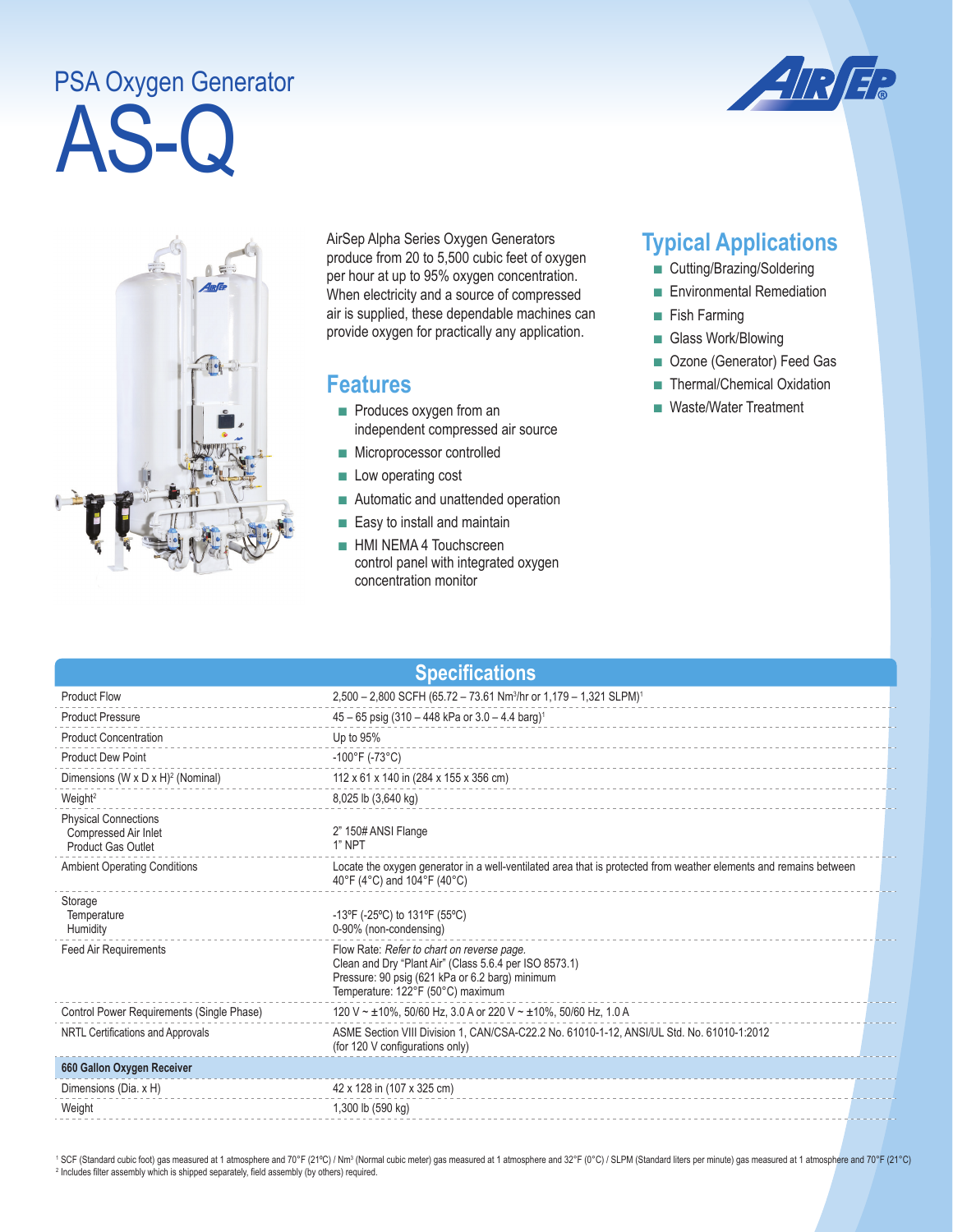# PSA Oxygen Generator

# AS-Q

AirSep Alpha Series Oxygen Generators produce from 20 to 5,500 cubic feet of oxygen per hour at up to 95% oxygen concentration. When electricity and a source of compressed air is supplied, these dependable machines can provide oxygen for practically any application.

## Features

- Produces oxygen from an independent compressed air source
- Microprocessor controlled
- Low operating cost
- Automatic and unattended operation
- Easy to install and maintain
- HMI NEMA 4 Touchscreen control panel with integrated oxygen concentration monitor

## Typical Applications

- Cutting/Brazing/Soldering
- Environmental Remediation
- Fish Farming
- Glass Work/Blowing
- Ozone (Generator) Feed Gas
- Thermal/Chemical Oxidation
- Waste/Water Treatment

## Specifications

| | |
|---|---|
| Product Flow | 2,500 – 2,800 SCFH (65.72 – 73.61 $Nm^3$/hr or 1,179 – 1,321 SLPM)[1] |
| Product Pressure | 45 – 65 psig (310 – 448 kPa or 3.0 – 4.4 barg)[1] |
| Product Concentration | Up to 95% |
| Product Dew Point | -100°F (-73°C) |
| Dimensions (W x D x H)[2] (Nominal) | 112 x 61 x 140 in (284 x 155 x 356 cm) |
| Weight[2] | 8,025 lb (3,640 kg) |
| Physical Connections<br>Compressed Air Inlet<br>Product Gas Outlet | <br>2" 150# ANSI Flange<br>1" NPT |
| Ambient Operating Conditions | Locate the oxygen generator in a well-ventilated area that is protected from weather elements and remains between 40°F (4°C) and 104°F (40°C) |
| Storage<br>Temperature<br>Humidity | <br>-13ºF (-25ºC) to 131ºF (55ºC)<br>0-90% (non-condensing) |
| Feed Air Requirements | Flow Rate: *Refer to chart on reverse page.*<br>Clean and Dry "Plant Air" (Class 5.6.4 per ISO 8573.1)<br>Pressure: 90 psig (621 kPa or 6.2 barg) minimum<br>Temperature: 122°F (50°C) maximum |
| Control Power Requirements (Single Phase) | 120 V ~ ±10%, 50/60 Hz, 3.0 A or 220 V ~ ±10%, 50/60 Hz, 1.0 A |
| NRTL Certifications and Approvals | ASME Section VIII Division 1, CAN/CSA-C22.2 No. 61010-1-12, ANSI/UL Std. No. 61010-1:2012 (for 120 V configurations only) |
| **660 Gallon Oxygen Receiver** | |
| Dimensions (Dia. x H) | 42 x 128 in (107 x 325 cm) |
| Weight | 1,300 lb (590 kg) |

[1] SCF (Standard cubic foot) gas measured at 1 atmosphere and 70°F (21ºC) / $Nm^3$ (Normal cubic meter) gas measured at 1 atmosphere and 32°F (0°C) / SLPM (Standard liters per minute) gas measured at 1 atmosphere and 70°F (21°C)
[2] Includes filter assembly which is shipped separately, field assembly (by others) required.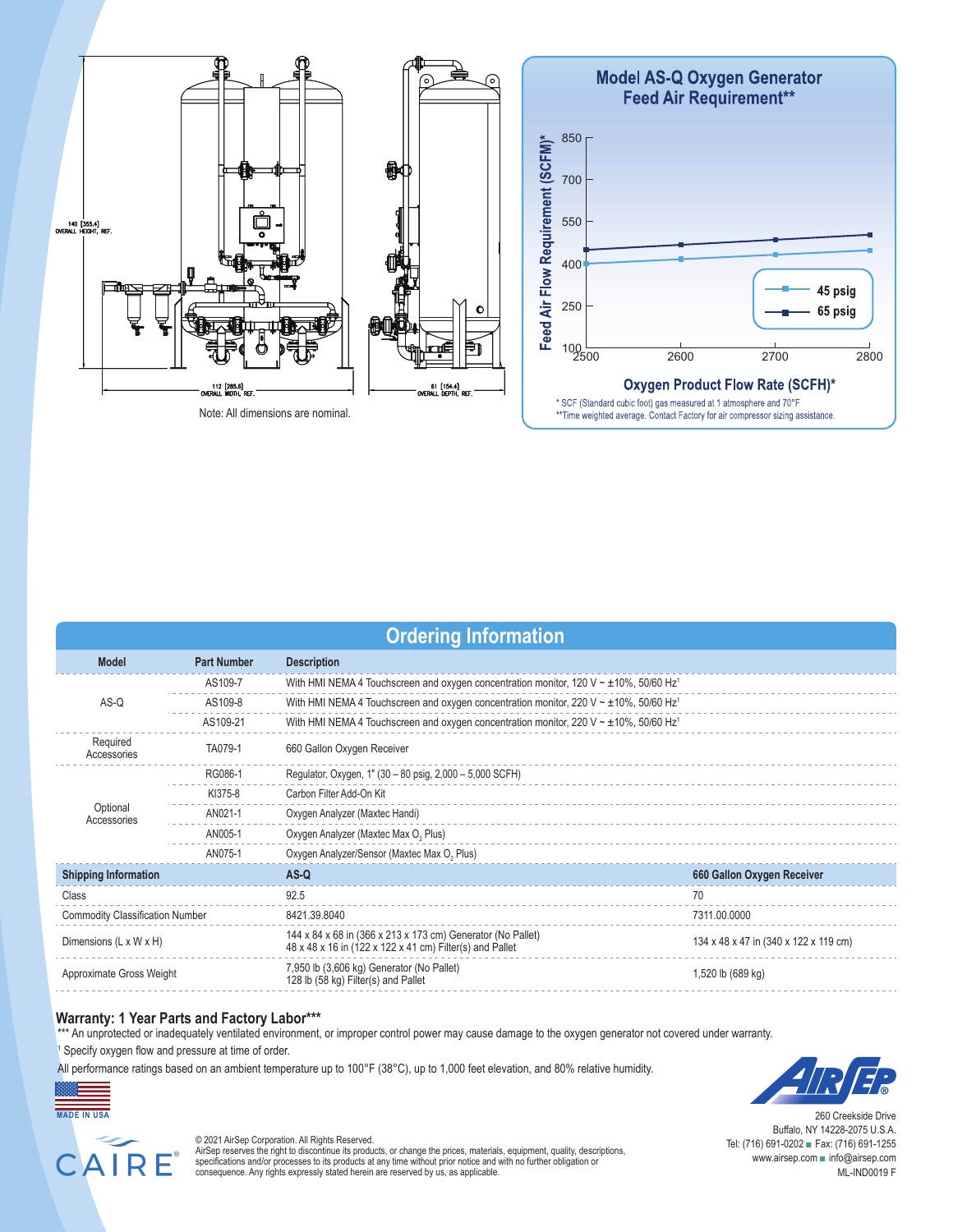140 [355.4]
OVERALL HEIGHT, REF.

112 [285.6]
OVERALL WIDTH, REF.

61 [154.4]
OVERALL DEPTH, REF.

Note: All dimensions are nominal.

**Model AS-Q Oxygen Generator Feed Air Requirement****

Feed Air Flow Requirement (SCFM)*

850
700
550
400
250
100

2500
2600
2700
2800

Oxygen Product Flow Rate (SCFH)*

45 psig
65 psig

\* SCF (Standard cubic foot) gas measured at 1 atmosphere and 70°F
**Time weighted average. Contact Factory for air compressor sizing assistance.

## Ordering Information

| Model | Part Number | Description |
|---|---|---|
| AS-Q | AS109-7 | With HMI NEMA 4 Touchscreen and oxygen concentration monitor, 120 V ~ ±10%, 50/60 Hz[1] |
| | AS109-8 | With HMI NEMA 4 Touchscreen and oxygen concentration monitor, 220 V ~ ±10%, 50/60 Hz[1] |
| | AS109-21 | With HMI NEMA 4 Touchscreen and oxygen concentration monitor, 220 V ~ ±10%, 50/60 Hz[1] |
| Required Accessories | TA079-1 | 660 Gallon Oxygen Receiver |
| Optional Accessories | RG086-1 | Regulator, Oxygen, 1" (30 – 80 psig, 2,000 – 5,000 SCFH) |
| | KI375-8 | Carbon Filter Add-On Kit |
| | AN021-1 | Oxygen Analyzer (Maxtec Handi) |
| | AN005-1 | Oxygen Analyzer (Maxtec Max $O_2$ Plus) |
| | AN075-1 | Oxygen Analyzer/Sensor (Maxtec Max $O_2$ Plus) |

| Shipping Information | AS-Q | 660 Gallon Oxygen Receiver |
|---|---|---|
| Class | 92.5 | 70 |
| Commodity Classification Number | 8421.39.8040 | 7311.00.0000 |
| Dimensions (L x W x H) | 144 x 84 x 68 in (366 x 213 x 173 cm) Generator (No Pallet)<br>48 x 48 x 16 in (122 x 122 x 41 cm) Filter(s) and Pallet | 134 x 48 x 47 in (340 x 122 x 119 cm) |
| Approximate Gross Weight | 7,950 lb (3,606 kg) Generator (No Pallet)<br>128 lb (58 kg) Filter(s) and Pallet | 1,520 lb (689 kg) |

**Warranty: 1 Year Parts and Factory Labor*****

*** An unprotected or inadequately ventilated environment, or improper control power may cause damage to the oxygen generator not covered under warranty.

[1] Specify oxygen flow and pressure at time of order.

All performance ratings based on an ambient temperature up to 100°F (38°C), up to 1,000 feet elevation, and 80% relative humidity.

MADE IN USA

CAIRE®

© 2021 AirSep Corporation. All Rights Reserved.
AirSep reserves the right to discontinue its products, or change the prices, materials, equipment, quality, descriptions, specifications and/or processes to its products at any time without prior notice and with no further obligation or consequence. Any rights expressly stated herein are reserved by us, as applicable.

AIRSEP®

260 Creekside Drive
Buffalo, NY 14228-2075 U.S.A.
Tel: (716) 691-0202 ■ Fax: (716) 691-1255
www.airsep.com ■ info@airsep.com
ML-IND0019 F